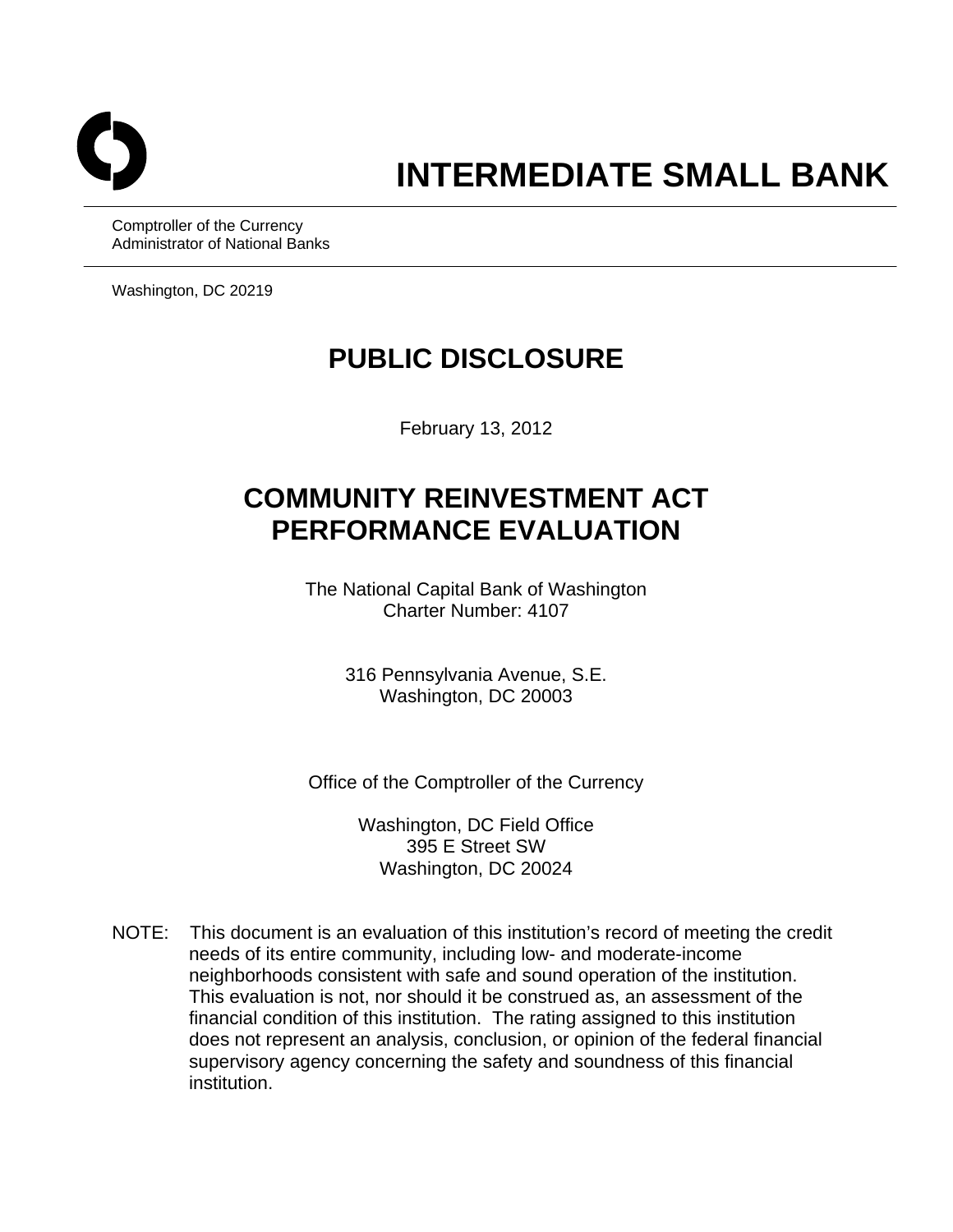# INTERMEDIATE SMALL BANK

Comptroller of the Currency
Administrator of National Banks

Washington, DC 20219

## PUBLIC DISCLOSURE

February 13, 2012

## COMMUNITY REINVESTMENT ACT PERFORMANCE EVALUATION

The National Capital Bank of Washington
Charter Number: 4107

316 Pennsylvania Avenue, S.E.
Washington, DC 20003

Office of the Comptroller of the Currency

Washington, DC Field Office
395 E Street SW
Washington, DC 20024

NOTE: This document is an evaluation of this institution's record of meeting the credit needs of its entire community, including low- and moderate-income neighborhoods consistent with safe and sound operation of the institution. This evaluation is not, nor should it be construed as, an assessment of the financial condition of this institution. The rating assigned to this institution does not represent an analysis, conclusion, or opinion of the federal financial supervisory agency concerning the safety and soundness of this financial institution.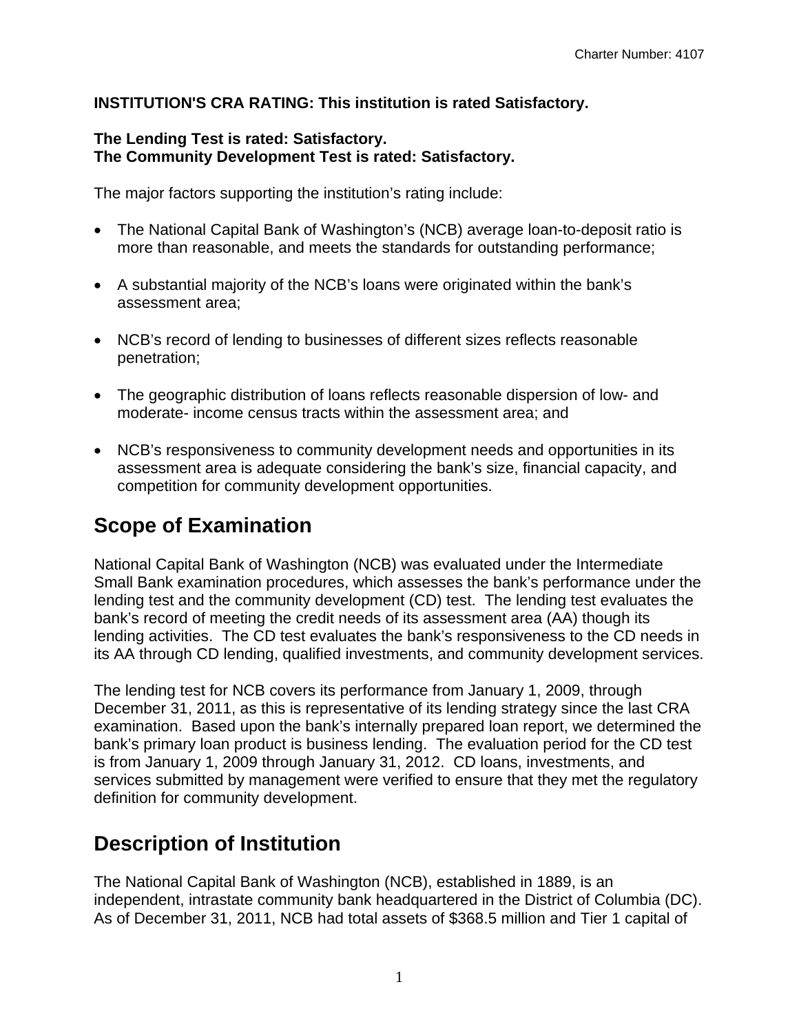**INSTITUTION'S CRA RATING: This institution is rated Satisfactory.**

**The Lending Test is rated: Satisfactory.**
**The Community Development Test is rated: Satisfactory.**

The major factors supporting the institution's rating include:

- The National Capital Bank of Washington's (NCB) average loan-to-deposit ratio is more than reasonable, and meets the standards for outstanding performance;
- A substantial majority of the NCB's loans were originated within the bank's assessment area;
- NCB's record of lending to businesses of different sizes reflects reasonable penetration;
- The geographic distribution of loans reflects reasonable dispersion of low- and moderate- income census tracts within the assessment area; and
- NCB's responsiveness to community development needs and opportunities in its assessment area is adequate considering the bank's size, financial capacity, and competition for community development opportunities.

# Scope of Examination

National Capital Bank of Washington (NCB) was evaluated under the Intermediate Small Bank examination procedures, which assesses the bank's performance under the lending test and the community development (CD) test. The lending test evaluates the bank's record of meeting the credit needs of its assessment area (AA) though its lending activities. The CD test evaluates the bank's responsiveness to the CD needs in its AA through CD lending, qualified investments, and community development services.

The lending test for NCB covers its performance from January 1, 2009, through December 31, 2011, as this is representative of its lending strategy since the last CRA examination. Based upon the bank's internally prepared loan report, we determined the bank's primary loan product is business lending. The evaluation period for the CD test is from January 1, 2009 through January 31, 2012. CD loans, investments, and services submitted by management were verified to ensure that they met the regulatory definition for community development.

# Description of Institution

The National Capital Bank of Washington (NCB), established in 1889, is an independent, intrastate community bank headquartered in the District of Columbia (DC). As of December 31, 2011, NCB had total assets of $368.5 million and Tier 1 capital of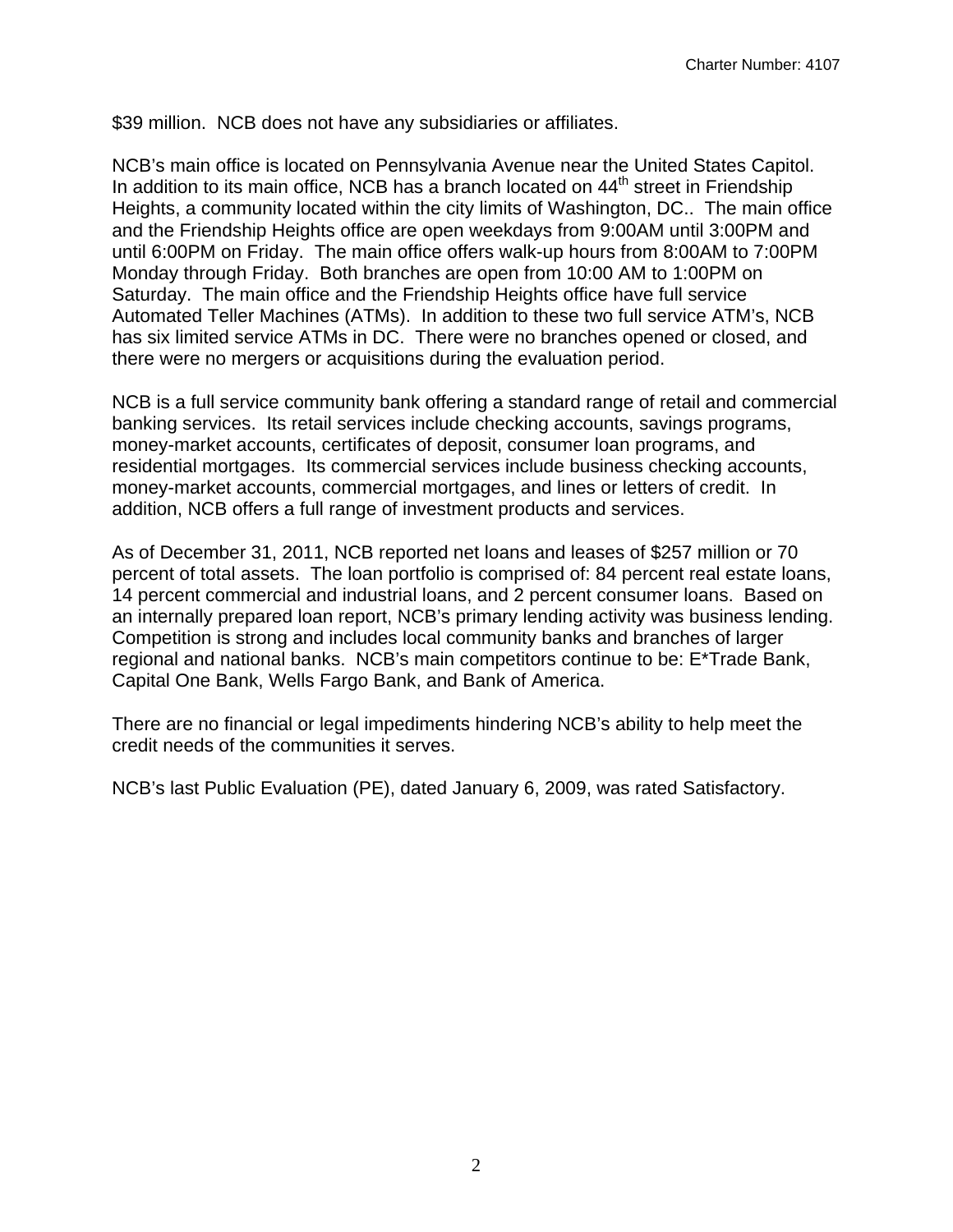$39 million. NCB does not have any subsidiaries or affiliates.

NCB's main office is located on Pennsylvania Avenue near the United States Capitol. In addition to its main office, NCB has a branch located on 44th street in Friendship Heights, a community located within the city limits of Washington, DC.. The main office and the Friendship Heights office are open weekdays from 9:00AM until 3:00PM and until 6:00PM on Friday. The main office offers walk-up hours from 8:00AM to 7:00PM Monday through Friday. Both branches are open from 10:00 AM to 1:00PM on Saturday. The main office and the Friendship Heights office have full service Automated Teller Machines (ATMs). In addition to these two full service ATM's, NCB has six limited service ATMs in DC. There were no branches opened or closed, and there were no mergers or acquisitions during the evaluation period.

NCB is a full service community bank offering a standard range of retail and commercial banking services. Its retail services include checking accounts, savings programs, money-market accounts, certificates of deposit, consumer loan programs, and residential mortgages. Its commercial services include business checking accounts, money-market accounts, commercial mortgages, and lines or letters of credit. In addition, NCB offers a full range of investment products and services.

As of December 31, 2011, NCB reported net loans and leases of $257 million or 70 percent of total assets. The loan portfolio is comprised of: 84 percent real estate loans, 14 percent commercial and industrial loans, and 2 percent consumer loans. Based on an internally prepared loan report, NCB's primary lending activity was business lending. Competition is strong and includes local community banks and branches of larger regional and national banks. NCB's main competitors continue to be: E*Trade Bank, Capital One Bank, Wells Fargo Bank, and Bank of America.

There are no financial or legal impediments hindering NCB's ability to help meet the credit needs of the communities it serves.

NCB's last Public Evaluation (PE), dated January 6, 2009, was rated Satisfactory.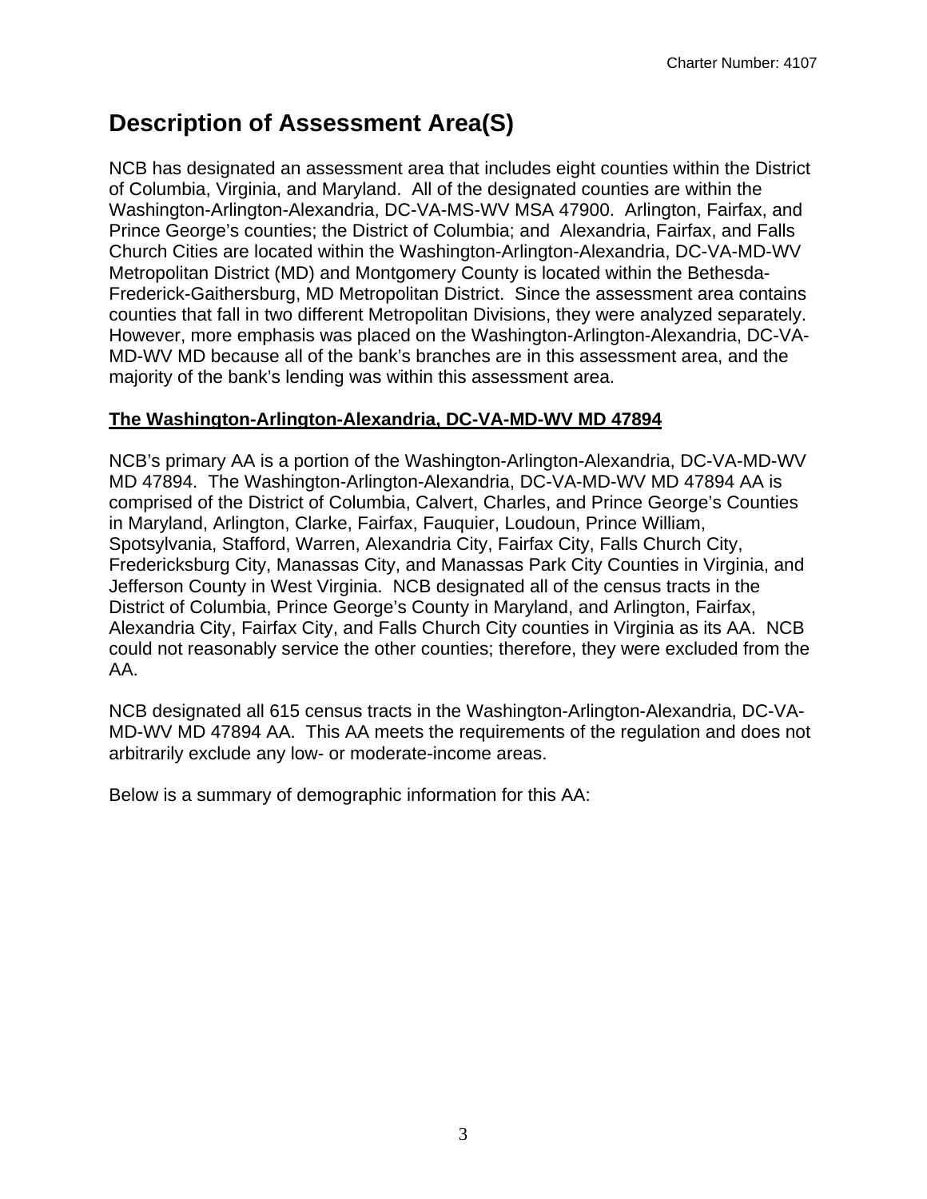# Description of Assessment Area(S)

NCB has designated an assessment area that includes eight counties within the District of Columbia, Virginia, and Maryland. All of the designated counties are within the Washington-Arlington-Alexandria, DC-VA-MS-WV MSA 47900. Arlington, Fairfax, and Prince George's counties; the District of Columbia; and Alexandria, Fairfax, and Falls Church Cities are located within the Washington-Arlington-Alexandria, DC-VA-MD-WV Metropolitan District (MD) and Montgomery County is located within the Bethesda-Frederick-Gaithersburg, MD Metropolitan District. Since the assessment area contains counties that fall in two different Metropolitan Divisions, they were analyzed separately. However, more emphasis was placed on the Washington-Arlington-Alexandria, DC-VA-MD-WV MD because all of the bank's branches are in this assessment area, and the majority of the bank's lending was within this assessment area.

**The Washington-Arlington-Alexandria, DC-VA-MD-WV MD 47894**

NCB's primary AA is a portion of the Washington-Arlington-Alexandria, DC-VA-MD-WV MD 47894. The Washington-Arlington-Alexandria, DC-VA-MD-WV MD 47894 AA is comprised of the District of Columbia, Calvert, Charles, and Prince George's Counties in Maryland, Arlington, Clarke, Fairfax, Fauquier, Loudoun, Prince William, Spotsylvania, Stafford, Warren, Alexandria City, Fairfax City, Falls Church City, Fredericksburg City, Manassas City, and Manassas Park City Counties in Virginia, and Jefferson County in West Virginia. NCB designated all of the census tracts in the District of Columbia, Prince George's County in Maryland, and Arlington, Fairfax, Alexandria City, Fairfax City, and Falls Church City counties in Virginia as its AA. NCB could not reasonably service the other counties; therefore, they were excluded from the AA.

NCB designated all 615 census tracts in the Washington-Arlington-Alexandria, DC-VA-MD-WV MD 47894 AA. This AA meets the requirements of the regulation and does not arbitrarily exclude any low- or moderate-income areas.

Below is a summary of demographic information for this AA: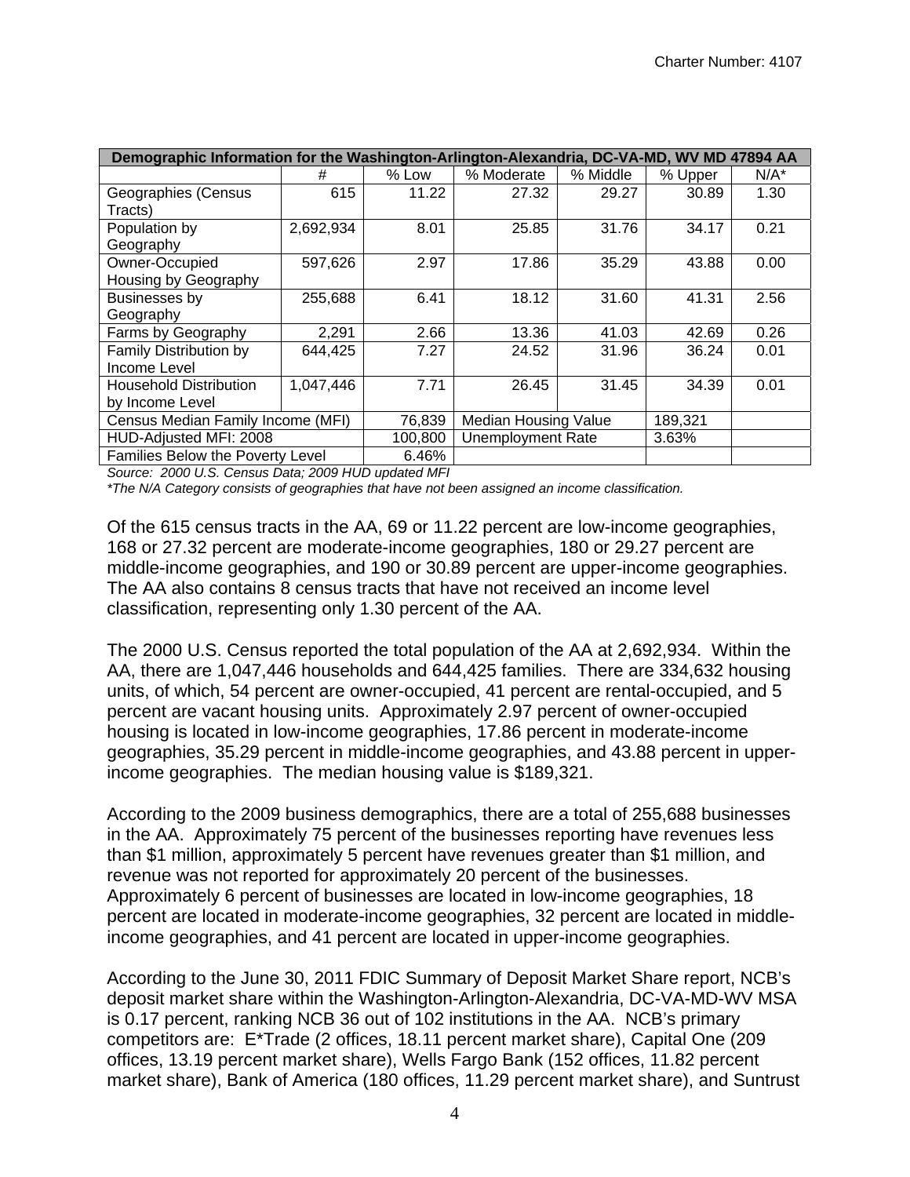| Demographic Information for the Washington-Arlington-Alexandria, DC-VA-MD, WV MD 47894 AA | | | | | | |
|---|---|---|---|---|---|---|
| | # | % Low | % Moderate | % Middle | % Upper | N/A* |
| Geographies (Census Tracts) | 615 | 11.22 | 27.32 | 29.27 | 30.89 | 1.30 |
| Population by Geography | 2,692,934 | 8.01 | 25.85 | 31.76 | 34.17 | 0.21 |
| Owner-Occupied Housing by Geography | 597,626 | 2.97 | 17.86 | 35.29 | 43.88 | 0.00 |
| Businesses by Geography | 255,688 | 6.41 | 18.12 | 31.60 | 41.31 | 2.56 |
| Farms by Geography | 2,291 | 2.66 | 13.36 | 41.03 | 42.69 | 0.26 |
| Family Distribution by Income Level | 644,425 | 7.27 | 24.52 | 31.96 | 36.24 | 0.01 |
| Household Distribution by Income Level | 1,047,446 | 7.71 | 26.45 | 31.45 | 34.39 | 0.01 |
| Census Median Family Income (MFI) | | 76,839 | Median Housing Value | | 189,321 | |
| HUD-Adjusted MFI: 2008 | | 100,800 | Unemployment Rate | | 3.63% | |
| Families Below the Poverty Level | | 6.46% | | | | |

*Source: 2000 U.S. Census Data; 2009 HUD updated MFI*
*\*The N/A Category consists of geographies that have not been assigned an income classification.*

Of the 615 census tracts in the AA, 69 or 11.22 percent are low-income geographies, 168 or 27.32 percent are moderate-income geographies, 180 or 29.27 percent are middle-income geographies, and 190 or 30.89 percent are upper-income geographies. The AA also contains 8 census tracts that have not received an income level classification, representing only 1.30 percent of the AA.

The 2000 U.S. Census reported the total population of the AA at 2,692,934. Within the AA, there are 1,047,446 households and 644,425 families. There are 334,632 housing units, of which, 54 percent are owner-occupied, 41 percent are rental-occupied, and 5 percent are vacant housing units. Approximately 2.97 percent of owner-occupied housing is located in low-income geographies, 17.86 percent in moderate-income geographies, 35.29 percent in middle-income geographies, and 43.88 percent in upper-income geographies. The median housing value is $189,321.

According to the 2009 business demographics, there are a total of 255,688 businesses in the AA. Approximately 75 percent of the businesses reporting have revenues less than $1 million, approximately 5 percent have revenues greater than $1 million, and revenue was not reported for approximately 20 percent of the businesses. Approximately 6 percent of businesses are located in low-income geographies, 18 percent are located in moderate-income geographies, 32 percent are located in middle-income geographies, and 41 percent are located in upper-income geographies.

According to the June 30, 2011 FDIC Summary of Deposit Market Share report, NCB's deposit market share within the Washington-Arlington-Alexandria, DC-VA-MD-WV MSA is 0.17 percent, ranking NCB 36 out of 102 institutions in the AA. NCB's primary competitors are: E*Trade (2 offices, 18.11 percent market share), Capital One (209 offices, 13.19 percent market share), Wells Fargo Bank (152 offices, 11.82 percent market share), Bank of America (180 offices, 11.29 percent market share), and Suntrust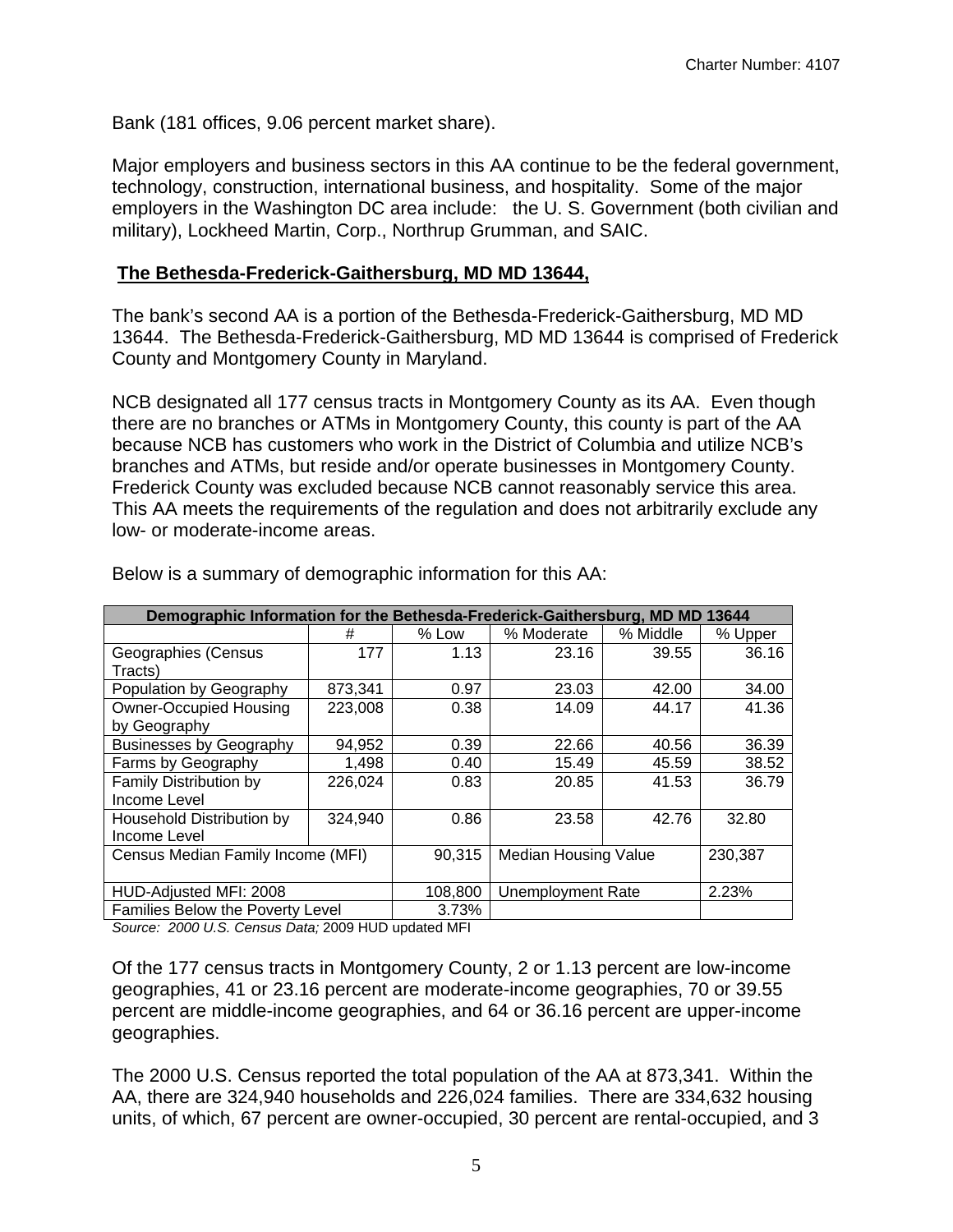Bank (181 offices, 9.06 percent market share).

Major employers and business sectors in this AA continue to be the federal government, technology, construction, international business, and hospitality. Some of the major employers in the Washington DC area include: the U. S. Government (both civilian and military), Lockheed Martin, Corp., Northrup Grumman, and SAIC.

**The Bethesda-Frederick-Gaithersburg, MD MD 13644,**

The bank's second AA is a portion of the Bethesda-Frederick-Gaithersburg, MD MD 13644. The Bethesda-Frederick-Gaithersburg, MD MD 13644 is comprised of Frederick County and Montgomery County in Maryland.

NCB designated all 177 census tracts in Montgomery County as its AA. Even though there are no branches or ATMs in Montgomery County, this county is part of the AA because NCB has customers who work in the District of Columbia and utilize NCB's branches and ATMs, but reside and/or operate businesses in Montgomery County. Frederick County was excluded because NCB cannot reasonably service this area. This AA meets the requirements of the regulation and does not arbitrarily exclude any low- or moderate-income areas.

Below is a summary of demographic information for this AA:

| Demographic Information for the Bethesda-Frederick-Gaithersburg, MD MD 13644 | | | | | |
|---|---|---|---|---|---|
| | # | % Low | % Moderate | % Middle | % Upper |
| Geographies (Census Tracts) | 177 | 1.13 | 23.16 | 39.55 | 36.16 |
| Population by Geography | 873,341 | 0.97 | 23.03 | 42.00 | 34.00 |
| Owner-Occupied Housing by Geography | 223,008 | 0.38 | 14.09 | 44.17 | 41.36 |
| Businesses by Geography | 94,952 | 0.39 | 22.66 | 40.56 | 36.39 |
| Farms by Geography | 1,498 | 0.40 | 15.49 | 45.59 | 38.52 |
| Family Distribution by Income Level | 226,024 | 0.83 | 20.85 | 41.53 | 36.79 |
| Household Distribution by Income Level | 324,940 | 0.86 | 23.58 | 42.76 | 32.80 |
| Census Median Family Income (MFI) | | 90,315 | Median Housing Value | | 230,387 |
| HUD-Adjusted MFI: 2008 | | 108,800 | Unemployment Rate | | 2.23% |
| Families Below the Poverty Level | | 3.73% | | | |

*Source: 2000 U.S. Census Data;* 2009 HUD updated MFI

Of the 177 census tracts in Montgomery County, 2 or 1.13 percent are low-income geographies, 41 or 23.16 percent are moderate-income geographies, 70 or 39.55 percent are middle-income geographies, and 64 or 36.16 percent are upper-income geographies.

The 2000 U.S. Census reported the total population of the AA at 873,341. Within the AA, there are 324,940 households and 226,024 families. There are 334,632 housing units, of which, 67 percent are owner-occupied, 30 percent are rental-occupied, and 3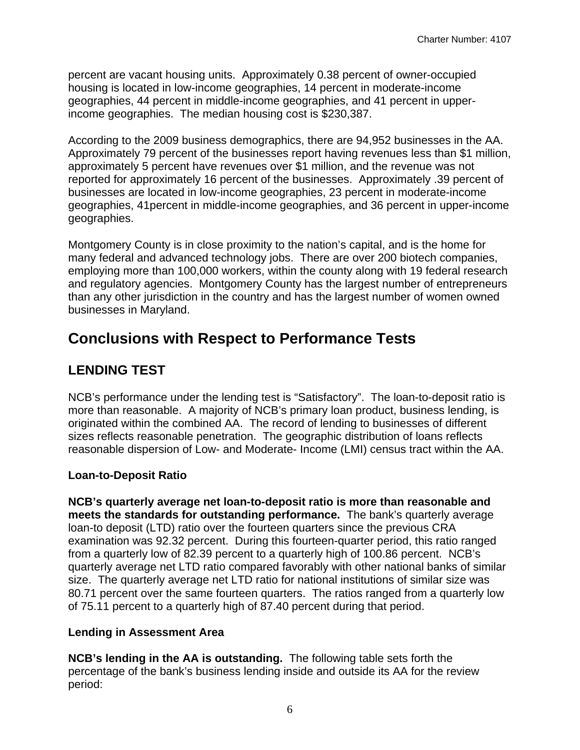percent are vacant housing units. Approximately 0.38 percent of owner-occupied housing is located in low-income geographies, 14 percent in moderate-income geographies, 44 percent in middle-income geographies, and 41 percent in upper-income geographies. The median housing cost is $230,387.

According to the 2009 business demographics, there are 94,952 businesses in the AA. Approximately 79 percent of the businesses report having revenues less than $1 million, approximately 5 percent have revenues over $1 million, and the revenue was not reported for approximately 16 percent of the businesses. Approximately .39 percent of businesses are located in low-income geographies, 23 percent in moderate-income geographies, 41percent in middle-income geographies, and 36 percent in upper-income geographies.

Montgomery County is in close proximity to the nation's capital, and is the home for many federal and advanced technology jobs. There are over 200 biotech companies, employing more than 100,000 workers, within the county along with 19 federal research and regulatory agencies. Montgomery County has the largest number of entrepreneurs than any other jurisdiction in the country and has the largest number of women owned businesses in Maryland.

# Conclusions with Respect to Performance Tests

## LENDING TEST

NCB's performance under the lending test is "Satisfactory". The loan-to-deposit ratio is more than reasonable. A majority of NCB's primary loan product, business lending, is originated within the combined AA. The record of lending to businesses of different sizes reflects reasonable penetration. The geographic distribution of loans reflects reasonable dispersion of Low- and Moderate- Income (LMI) census tract within the AA.

### Loan-to-Deposit Ratio

**NCB's quarterly average net loan-to-deposit ratio is more than reasonable and meets the standards for outstanding performance.** The bank's quarterly average loan-to deposit (LTD) ratio over the fourteen quarters since the previous CRA examination was 92.32 percent. During this fourteen-quarter period, this ratio ranged from a quarterly low of 82.39 percent to a quarterly high of 100.86 percent. NCB's quarterly average net LTD ratio compared favorably with other national banks of similar size. The quarterly average net LTD ratio for national institutions of similar size was 80.71 percent over the same fourteen quarters. The ratios ranged from a quarterly low of 75.11 percent to a quarterly high of 87.40 percent during that period.

### Lending in Assessment Area

**NCB's lending in the AA is outstanding.** The following table sets forth the percentage of the bank's business lending inside and outside its AA for the review period: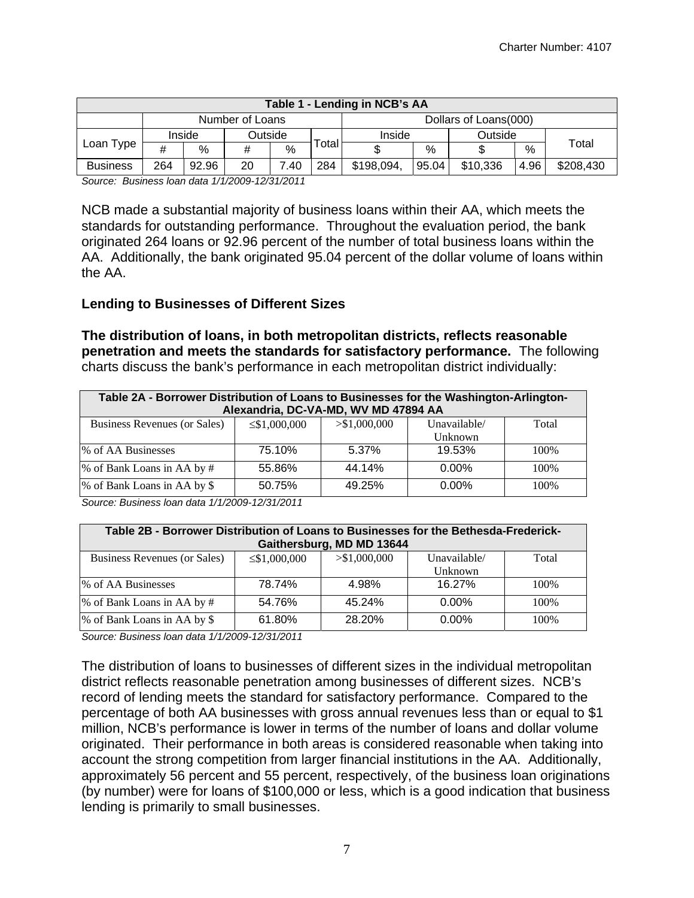| Table 1 - Lending in NCB's AA | | | | | | | | | | |
|---|---|---|---|---|---|---|---|---|---|---|
| | Number of Loans | | | | | Dollars of Loans(000) | | | | |
| Loan Type | Inside | | Outside | | Total | Inside | | Outside | | Total |
| | # | % | # | % | | $ | % | $ | % | |
| Business | 264 | 92.96 | 20 | 7.40 | 284 | $198,094, | 95.04 | $10,336 | 4.96 | $208,430 |

*Source: Business loan data 1/1/2009-12/31/2011*

NCB made a substantial majority of business loans within their AA, which meets the standards for outstanding performance. Throughout the evaluation period, the bank originated 264 loans or 92.96 percent of the number of total business loans within the AA. Additionally, the bank originated 95.04 percent of the dollar volume of loans within the AA.

### Lending to Businesses of Different Sizes

**The distribution of loans, in both metropolitan districts, reflects reasonable penetration and meets the standards for satisfactory performance.** The following charts discuss the bank's performance in each metropolitan district individually:

| Table 2A - Borrower Distribution of Loans to Businesses for the Washington-Arlington-Alexandria, DC-VA-MD, WV MD 47894 AA | | | | |
|---|---|---|---|---|
| Business Revenues (or Sales) | ≤$1,000,000 | >$1,000,000 | Unavailable/ Unknown | Total |
| % of AA Businesses | 75.10% | 5.37% | 19.53% | 100% |
| % of Bank Loans in AA by # | 55.86% | 44.14% | 0.00% | 100% |
| % of Bank Loans in AA by $ | 50.75% | 49.25% | 0.00% | 100% |

*Source: Business loan data 1/1/2009-12/31/2011*

| Table 2B - Borrower Distribution of Loans to Businesses for the Bethesda-Frederick-Gaithersburg, MD MD 13644 | | | | |
|---|---|---|---|---|
| Business Revenues (or Sales) | ≤$1,000,000 | >$1,000,000 | Unavailable/ Unknown | Total |
| % of AA Businesses | 78.74% | 4.98% | 16.27% | 100% |
| % of Bank Loans in AA by # | 54.76% | 45.24% | 0.00% | 100% |
| % of Bank Loans in AA by $ | 61.80% | 28.20% | 0.00% | 100% |

*Source: Business loan data 1/1/2009-12/31/2011*

The distribution of loans to businesses of different sizes in the individual metropolitan district reflects reasonable penetration among businesses of different sizes. NCB's record of lending meets the standard for satisfactory performance. Compared to the percentage of both AA businesses with gross annual revenues less than or equal to $1 million, NCB's performance is lower in terms of the number of loans and dollar volume originated. Their performance in both areas is considered reasonable when taking into account the strong competition from larger financial institutions in the AA. Additionally, approximately 56 percent and 55 percent, respectively, of the business loan originations (by number) were for loans of $100,000 or less, which is a good indication that business lending is primarily to small businesses.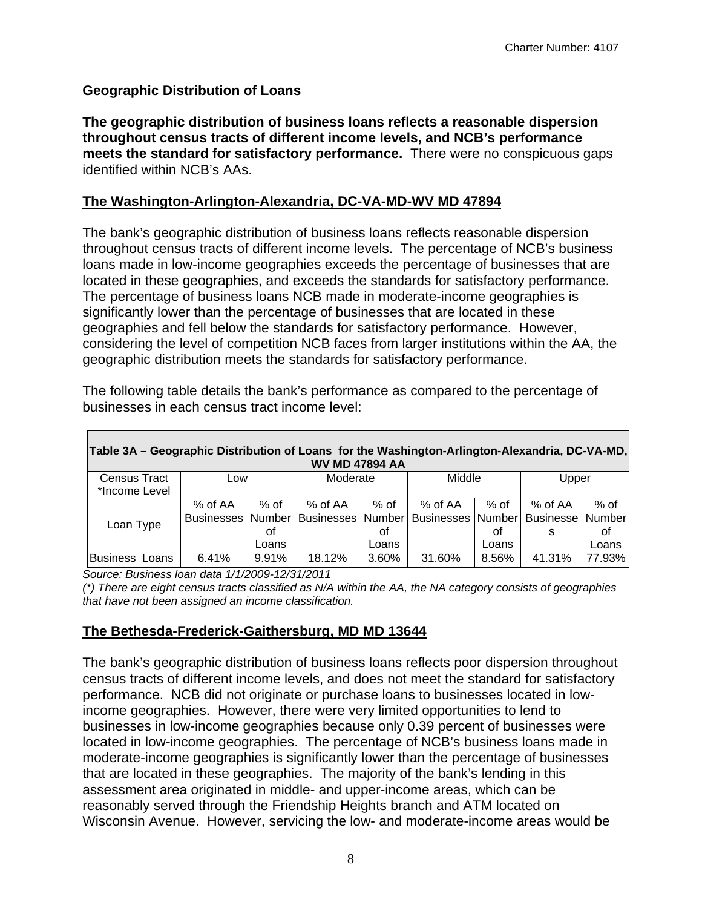### Geographic Distribution of Loans

**The geographic distribution of business loans reflects a reasonable dispersion throughout census tracts of different income levels, and NCB's performance meets the standard for satisfactory performance.** There were no conspicuous gaps identified within NCB's AAs.

#### The Washington-Arlington-Alexandria, DC-VA-MD-WV MD 47894

The bank's geographic distribution of business loans reflects reasonable dispersion throughout census tracts of different income levels. The percentage of NCB's business loans made in low-income geographies exceeds the percentage of businesses that are located in these geographies, and exceeds the standards for satisfactory performance. The percentage of business loans NCB made in moderate-income geographies is significantly lower than the percentage of businesses that are located in these geographies and fell below the standards for satisfactory performance. However, considering the level of competition NCB faces from larger institutions within the AA, the geographic distribution meets the standards for satisfactory performance.

The following table details the bank's performance as compared to the percentage of businesses in each census tract income level:

| Table 3A – Geographic Distribution of Loans for the Washington-Arlington-Alexandria, DC-VA-MD, WV MD 47894 AA | | | | | | | | |
|---|---|---|---|---|---|---|---|---|
| Census Tract *Income Level | Low | | Moderate | | Middle | | Upper | |
| Loan Type | % of AA Businesses | % of Number of Loans | % of AA Businesses | % of Number of Loans | % of AA Businesses | % of Number of Loans | % of AA Businesses | % of Number of Loans |
| Business Loans | 6.41% | 9.91% | 18.12% | 3.60% | 31.60% | 8.56% | 41.31% | 77.93% |

*Source: Business loan data 1/1/2009-12/31/2011*

*(\*) There are eight census tracts classified as N/A within the AA, the NA category consists of geographies that have not been assigned an income classification.*

#### The Bethesda-Frederick-Gaithersburg, MD MD 13644

The bank's geographic distribution of business loans reflects poor dispersion throughout census tracts of different income levels, and does not meet the standard for satisfactory performance. NCB did not originate or purchase loans to businesses located in low-income geographies. However, there were very limited opportunities to lend to businesses in low-income geographies because only 0.39 percent of businesses were located in low-income geographies. The percentage of NCB's business loans made in moderate-income geographies is significantly lower than the percentage of businesses that are located in these geographies. The majority of the bank's lending in this assessment area originated in middle- and upper-income areas, which can be reasonably served through the Friendship Heights branch and ATM located on Wisconsin Avenue. However, servicing the low- and moderate-income areas would be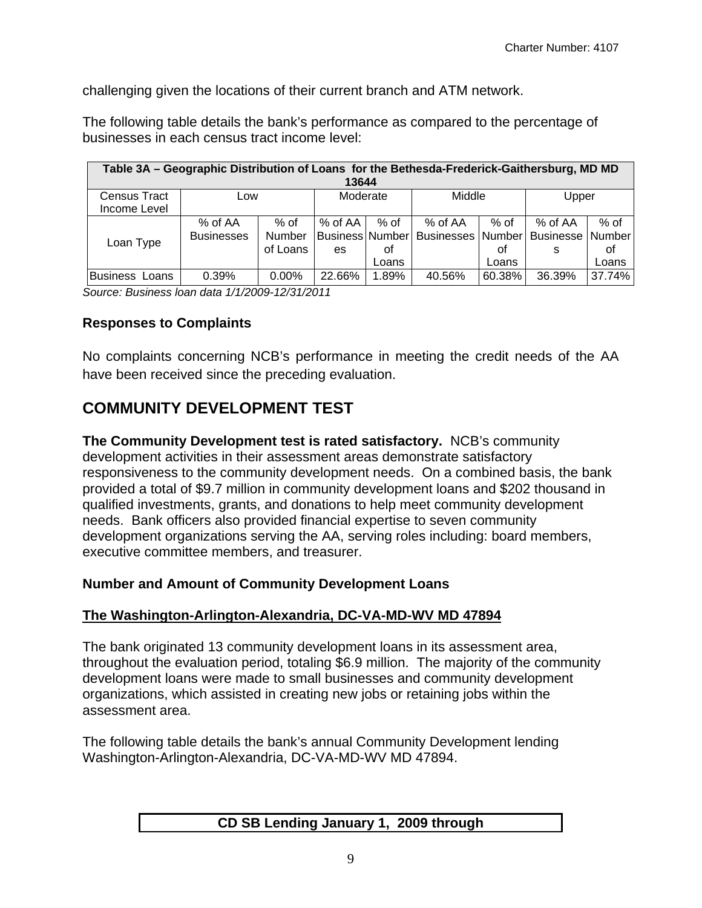challenging given the locations of their current branch and ATM network.

The following table details the bank's performance as compared to the percentage of businesses in each census tract income level:

| Table 3A – Geographic Distribution of Loans for the Bethesda-Frederick-Gaithersburg, MD MD 13644 | | | | | | | | |
|---|---|---|---|---|---|---|---|---|
| Census Tract Income Level | Low | | Moderate | | Middle | | Upper | |
| Loan Type | % of AA Businesses | % of Number of Loans | % of AA Businesses | % of Number of Loans | % of AA Businesses | % of Number of Loans | % of AA Businesses | % of Number of Loans |
| Business Loans | 0.39% | 0.00% | 22.66% | 1.89% | 40.56% | 60.38% | 36.39% | 37.74% |

*Source: Business loan data 1/1/2009-12/31/2011*

### Responses to Complaints

No complaints concerning NCB's performance in meeting the credit needs of the AA have been received since the preceding evaluation.

## COMMUNITY DEVELOPMENT TEST

**The Community Development test is rated satisfactory.** NCB's community development activities in their assessment areas demonstrate satisfactory responsiveness to the community development needs. On a combined basis, the bank provided a total of $9.7 million in community development loans and $202 thousand in qualified investments, grants, and donations to help meet community development needs. Bank officers also provided financial expertise to seven community development organizations serving the AA, serving roles including: board members, executive committee members, and treasurer.

### Number and Amount of Community Development Loans

### The Washington-Arlington-Alexandria, DC-VA-MD-WV MD 47894

The bank originated 13 community development loans in its assessment area, throughout the evaluation period, totaling $6.9 million. The majority of the community development loans were made to small businesses and community development organizations, which assisted in creating new jobs or retaining jobs within the assessment area.

The following table details the bank's annual Community Development lending Washington-Arlington-Alexandria, DC-VA-MD-WV MD 47894.

| CD SB Lending January 1, 2009 through |
|---|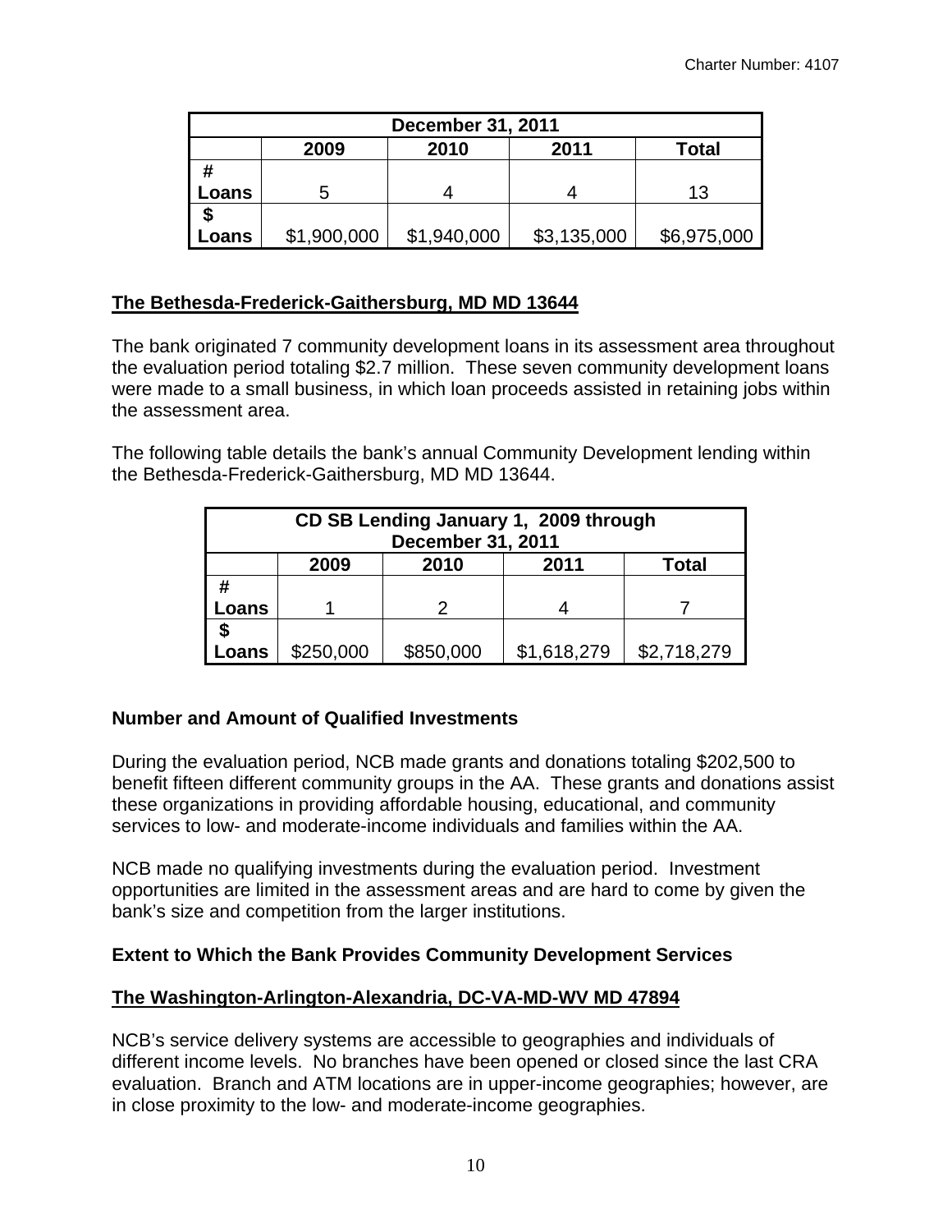| December 31, 2011 | | | | |
|---|---|---|---|---|
| | 2009 | 2010 | 2011 | Total |
| # Loans | 5 | 4 | 4 | 13 |
| $ Loans | $1,900,000 | $1,940,000 | $3,135,000 | $6,975,000 |

## The Bethesda-Frederick-Gaithersburg, MD MD 13644

The bank originated 7 community development loans in its assessment area throughout the evaluation period totaling $2.7 million. These seven community development loans were made to a small business, in which loan proceeds assisted in retaining jobs within the assessment area.

The following table details the bank's annual Community Development lending within the Bethesda-Frederick-Gaithersburg, MD MD 13644.

| CD SB Lending January 1, 2009 through December 31, 2011 | | | | |
|---|---|---|---|---|
| | 2009 | 2010 | 2011 | Total |
| # Loans | 1 | 2 | 4 | 7 |
| $ Loans | $250,000 | $850,000 | $1,618,279 | $2,718,279 |

### Number and Amount of Qualified Investments

During the evaluation period, NCB made grants and donations totaling $202,500 to benefit fifteen different community groups in the AA. These grants and donations assist these organizations in providing affordable housing, educational, and community services to low- and moderate-income individuals and families within the AA.

NCB made no qualifying investments during the evaluation period. Investment opportunities are limited in the assessment areas and are hard to come by given the bank's size and competition from the larger institutions.

### Extent to Which the Bank Provides Community Development Services

## The Washington-Arlington-Alexandria, DC-VA-MD-WV MD 47894

NCB's service delivery systems are accessible to geographies and individuals of different income levels. No branches have been opened or closed since the last CRA evaluation. Branch and ATM locations are in upper-income geographies; however, are in close proximity to the low- and moderate-income geographies.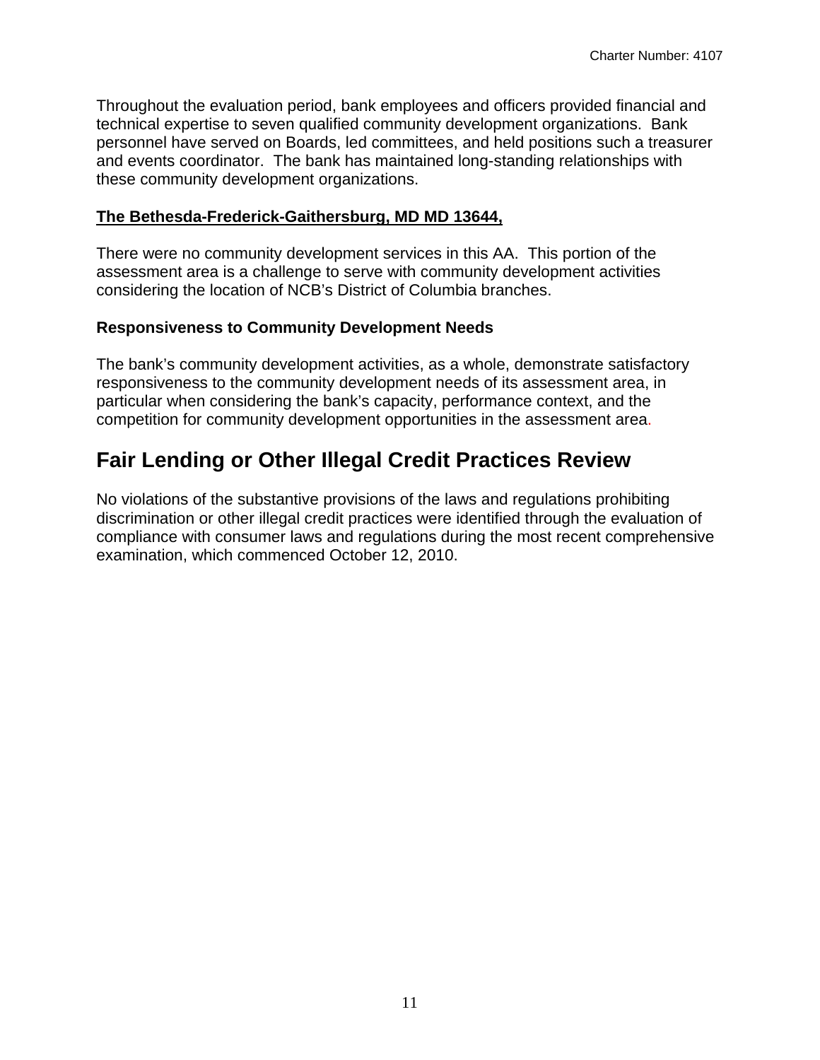Throughout the evaluation period, bank employees and officers provided financial and technical expertise to seven qualified community development organizations. Bank personnel have served on Boards, led committees, and held positions such a treasurer and events coordinator. The bank has maintained long-standing relationships with these community development organizations.

**The Bethesda-Frederick-Gaithersburg, MD MD 13644,**

There were no community development services in this AA. This portion of the assessment area is a challenge to serve with community development activities considering the location of NCB's District of Columbia branches.

**Responsiveness to Community Development Needs**

The bank's community development activities, as a whole, demonstrate satisfactory responsiveness to the community development needs of its assessment area, in particular when considering the bank's capacity, performance context, and the competition for community development opportunities in the assessment area.

# Fair Lending or Other Illegal Credit Practices Review

No violations of the substantive provisions of the laws and regulations prohibiting discrimination or other illegal credit practices were identified through the evaluation of compliance with consumer laws and regulations during the most recent comprehensive examination, which commenced October 12, 2010.